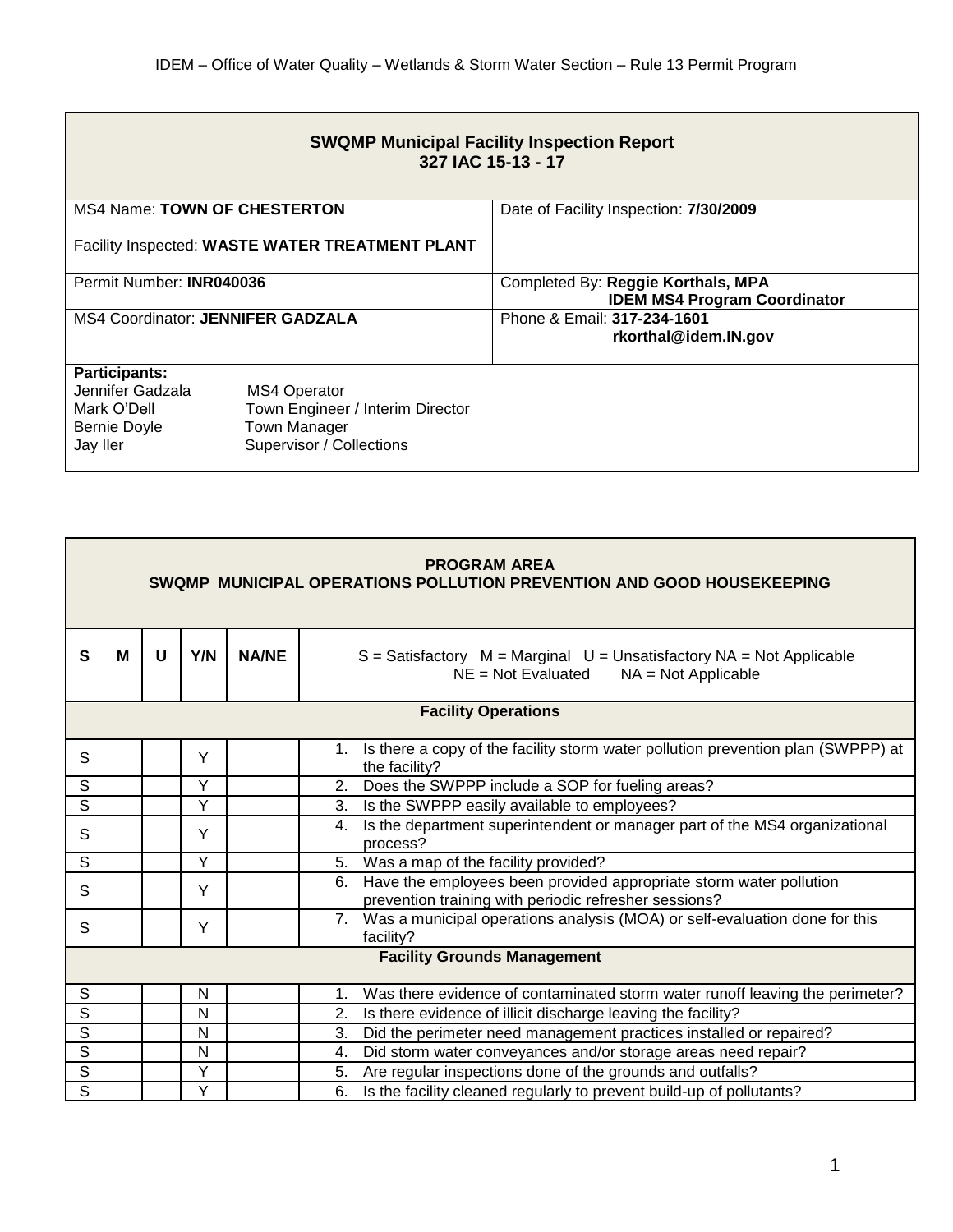IDEM – Office of Water Quality – Wetlands & Storm Water Section – Rule 13 Permit Program

| **SWQMP Municipal Facility Inspection Report**<br>**327 IAC 15-13 - 17** | |
|---|---|
| MS4 Name: **TOWN OF CHESTERTON** | Date of Facility Inspection: **7/30/2009** |
| Facility Inspected: **WASTE WATER TREATMENT PLANT** | |
| Permit Number: **INR040036** | Completed By: **Reggie Korthals, MPA**<br>**IDEM MS4 Program Coordinator** |
| MS4 Coordinator: **JENNIFER GADZALA** | Phone & Email: **317-234-1601**<br>**rkorthal@idem.IN.gov** |

**Participants:**

| | |
|---|---|
| Jennifer Gadzala | MS4 Operator |
| Mark O'Dell | Town Engineer / Interim Director |
| Bernie Doyle | Town Manager |
| Jay Iler | Supervisor / Collections |

**PROGRAM AREA**
**SWQMP MUNICIPAL OPERATIONS POLLUTION PREVENTION AND GOOD HOUSEKEEPING**

| S | M | U | Y/N | NA/NE | S = Satisfactory M = Marginal U = Unsatisfactory NA = Not Applicable NE = Not Evaluated NA = Not Applicable |
|---|---|---|---|---|---|
| | | | | | **Facility Operations** |
| S | | | Y | | 1. Is there a copy of the facility storm water pollution prevention plan (SWPPP) at the facility? |
| S | | | Y | | 2. Does the SWPPP include a SOP for fueling areas? |
| S | | | Y | | 3. Is the SWPPP easily available to employees? |
| S | | | Y | | 4. Is the department superintendent or manager part of the MS4 organizational process? |
| S | | | Y | | 5. Was a map of the facility provided? |
| S | | | Y | | 6. Have the employees been provided appropriate storm water pollution prevention training with periodic refresher sessions? |
| S | | | Y | | 7. Was a municipal operations analysis (MOA) or self-evaluation done for this facility? |
| | | | | | **Facility Grounds Management** |
| S | | | N | | 1. Was there evidence of contaminated storm water runoff leaving the perimeter? |
| S | | | N | | 2. Is there evidence of illicit discharge leaving the facility? |
| S | | | N | | 3. Did the perimeter need management practices installed or repaired? |
| S | | | N | | 4. Did storm water conveyances and/or storage areas need repair? |
| S | | | Y | | 5. Are regular inspections done of the grounds and outfalls? |
| S | | | Y | | 6. Is the facility cleaned regularly to prevent build-up of pollutants? |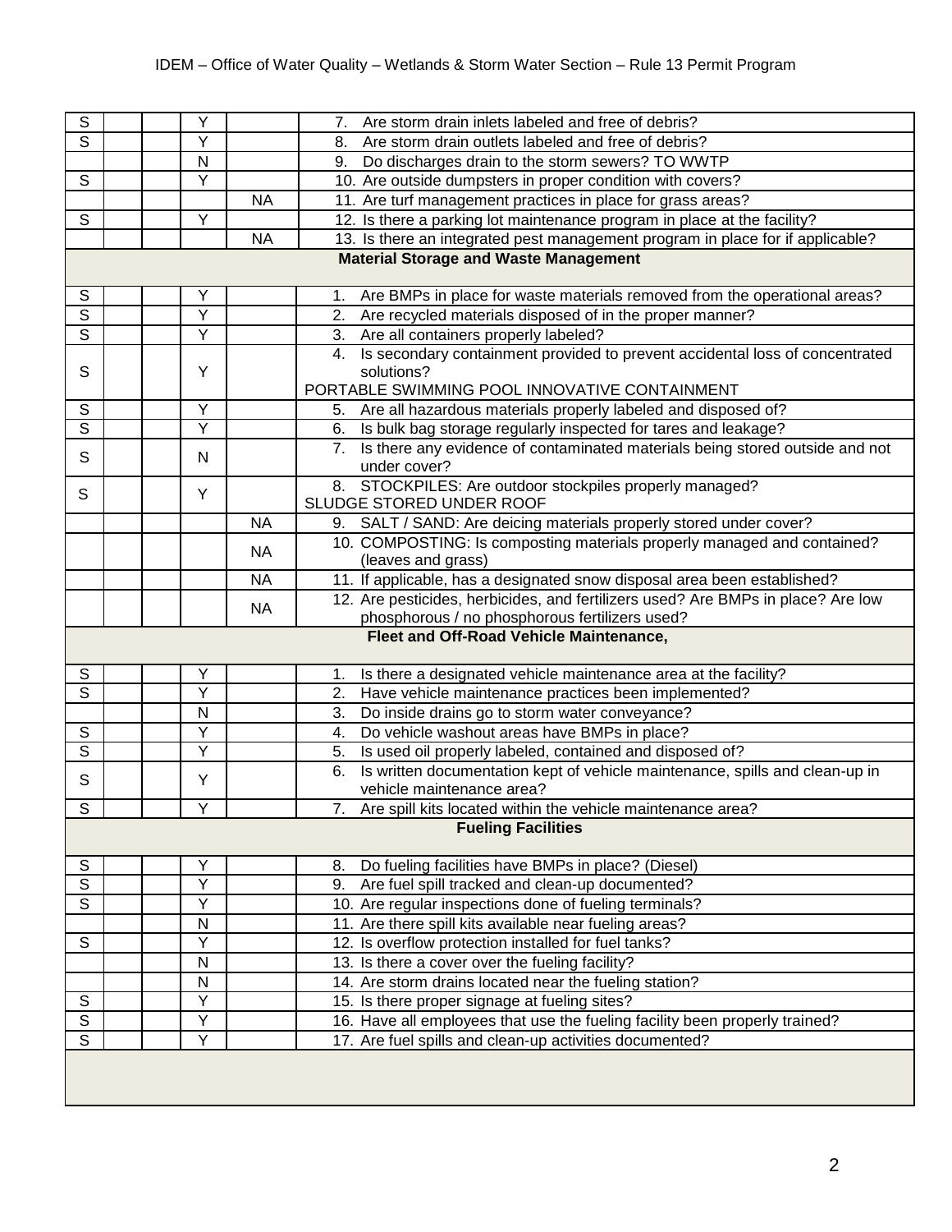| | | | | | |
|---|---|---|---|---|---|
| S | | | Y | | 7. Are storm drain inlets labeled and free of debris? |
| S | | | Y | | 8. Are storm drain outlets labeled and free of debris? |
| | | | N | | 9. Do discharges drain to the storm sewers? TO WWTP |
| S | | | Y | | 10. Are outside dumpsters in proper condition with covers? |
| | | | | NA | 11. Are turf management practices in place for grass areas? |
| S | | | Y | | 12. Is there a parking lot maintenance program in place at the facility? |
| | | | | NA | 13. Is there an integrated pest management program in place for if applicable? |
| | | | | | **Material Storage and Waste Management** |
| S | | | Y | | 1. Are BMPs in place for waste materials removed from the operational areas? |
| S | | | Y | | 2. Are recycled materials disposed of in the proper manner? |
| S | | | Y | | 3. Are all containers properly labeled? |
| S | | | Y | | 4. Is secondary containment provided to prevent accidental loss of concentrated solutions? PORTABLE SWIMMING POOL INNOVATIVE CONTAINMENT |
| S | | | Y | | 5. Are all hazardous materials properly labeled and disposed of? |
| S | | | Y | | 6. Is bulk bag storage regularly inspected for tares and leakage? |
| S | | | N | | 7. Is there any evidence of contaminated materials being stored outside and not under cover? |
| S | | | Y | | 8. STOCKPILES: Are outdoor stockpiles properly managed? SLUDGE STORED UNDER ROOF |
| | | | | NA | 9. SALT / SAND: Are deicing materials properly stored under cover? |
| | | | | NA | 10. COMPOSTING: Is composting materials properly managed and contained? (leaves and grass) |
| | | | | NA | 11. If applicable, has a designated snow disposal area been established? |
| | | | | NA | 12. Are pesticides, herbicides, and fertilizers used? Are BMPs in place? Are low phosphorous / no phosphorous fertilizers used? |
| | | | | | **Fleet and Off-Road Vehicle Maintenance,** |
| S | | | Y | | 1. Is there a designated vehicle maintenance area at the facility? |
| S | | | Y | | 2. Have vehicle maintenance practices been implemented? |
| | | | N | | 3. Do inside drains go to storm water conveyance? |
| S | | | Y | | 4. Do vehicle washout areas have BMPs in place? |
| S | | | Y | | 5. Is used oil properly labeled, contained and disposed of? |
| S | | | Y | | 6. Is written documentation kept of vehicle maintenance, spills and clean-up in vehicle maintenance area? |
| S | | | Y | | 7. Are spill kits located within the vehicle maintenance area? |
| | | | | | **Fueling Facilities** |
| S | | | Y | | 8. Do fueling facilities have BMPs in place? (Diesel) |
| S | | | Y | | 9. Are fuel spill tracked and clean-up documented? |
| S | | | Y | | 10. Are regular inspections done of fueling terminals? |
| | | | N | | 11. Are there spill kits available near fueling areas? |
| S | | | Y | | 12. Is overflow protection installed for fuel tanks? |
| | | | N | | 13. Is there a cover over the fueling facility? |
| | | | N | | 14. Are storm drains located near the fueling station? |
| S | | | Y | | 15. Is there proper signage at fueling sites? |
| S | | | Y | | 16. Have all employees that use the fueling facility been properly trained? |
| S | | | Y | | 17. Are fuel spills and clean-up activities documented? |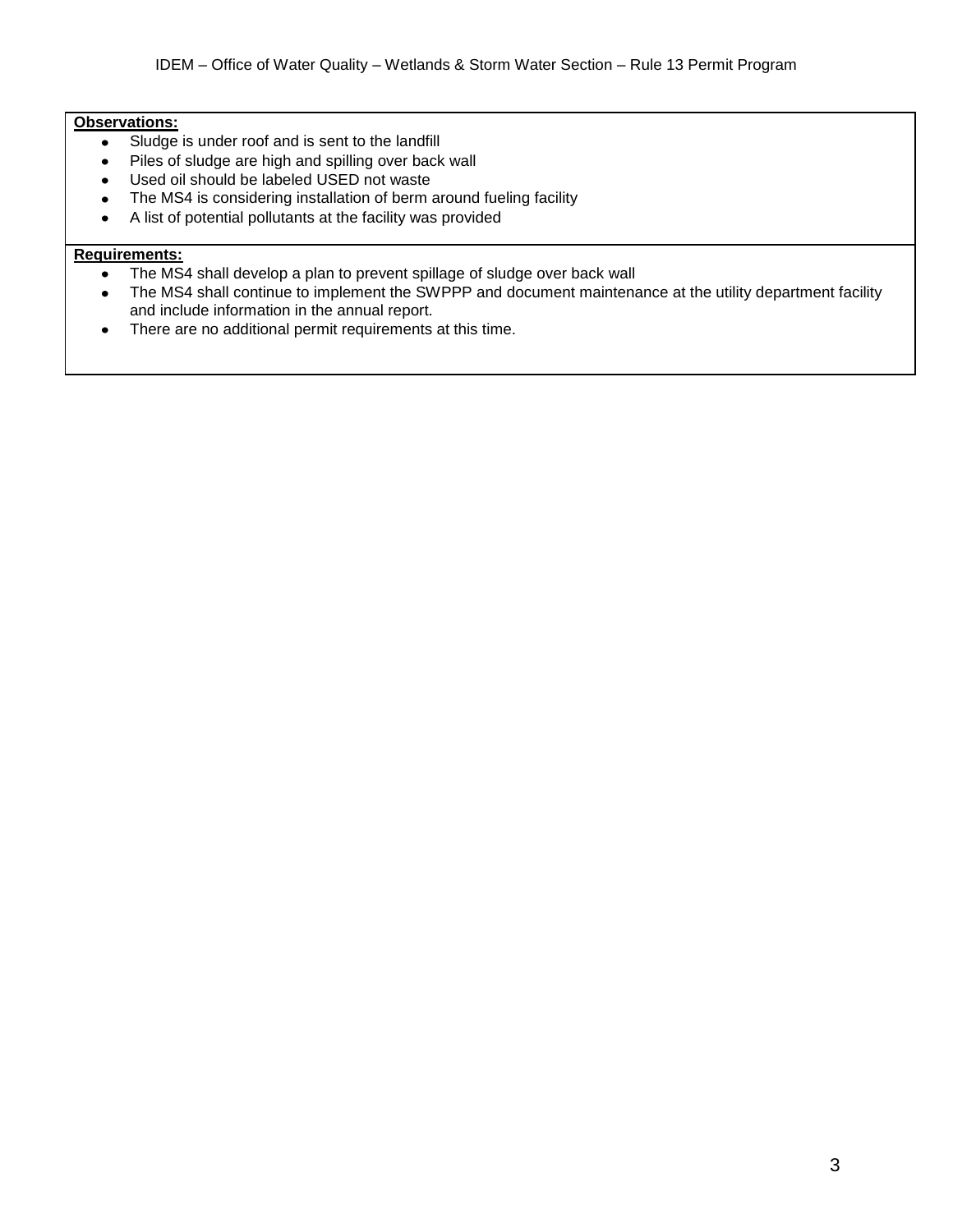**Observations:**

- Sludge is under roof and is sent to the landfill
- Piles of sludge are high and spilling over back wall
- Used oil should be labeled USED not waste
- The MS4 is considering installation of berm around fueling facility
- A list of potential pollutants at the facility was provided

**Requirements:**

- The MS4 shall develop a plan to prevent spillage of sludge over back wall
- The MS4 shall continue to implement the SWPPP and document maintenance at the utility department facility and include information in the annual report.
- There are no additional permit requirements at this time.